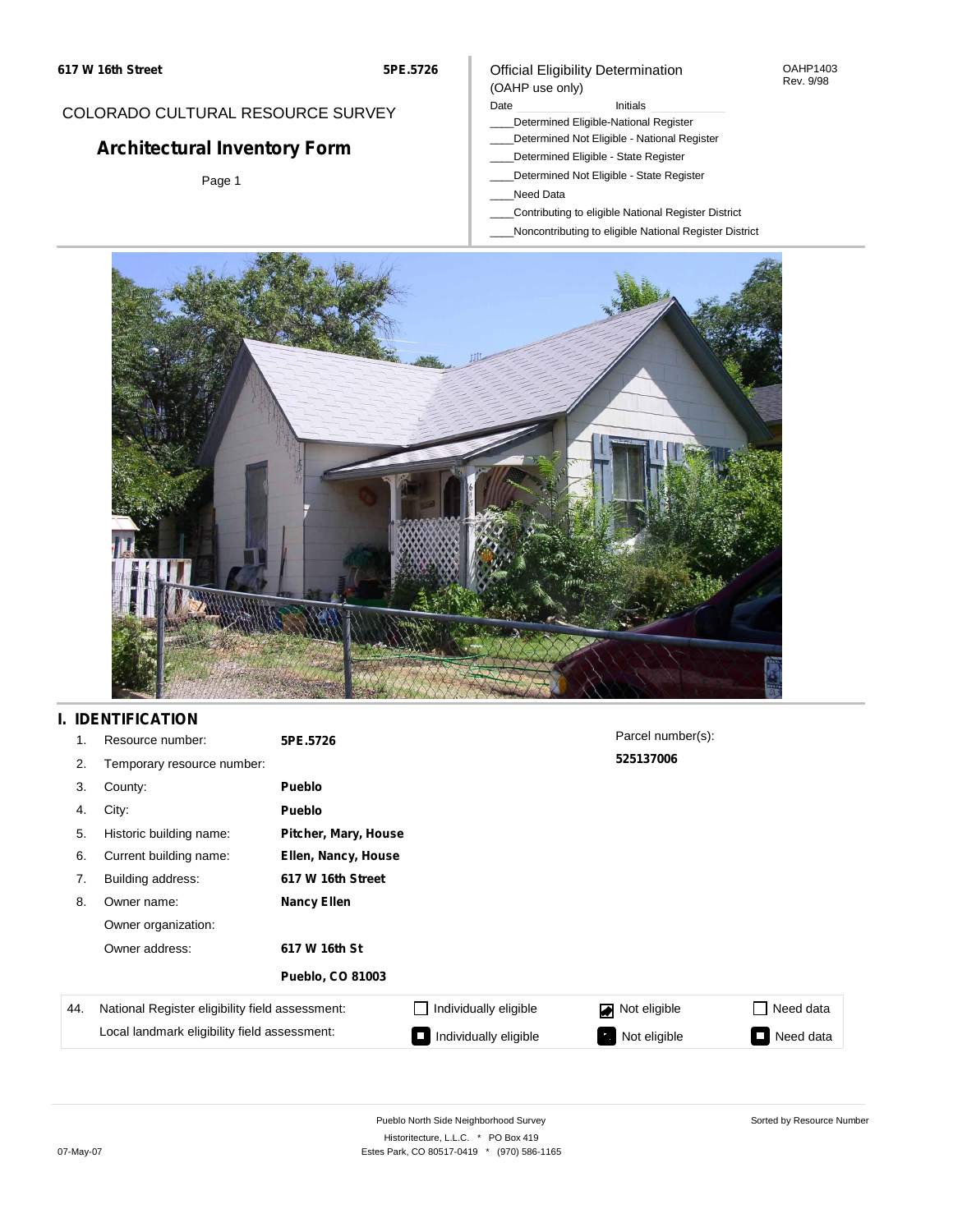**617 W 16th Street** **5PE.5726**

COLORADO CULTURAL RESOURCE SURVEY

# Architectural Inventory Form

Page 1

Official Eligibility Determination
(OAHP use only)

OAHP1403
Rev. 9/98

Date ____________ Initials ____________

____Determined Eligible-National Register
____Determined Not Eligible - National Register
____Determined Eligible - State Register
____Determined Not Eligible - State Register
____Need Data
____Contributing to eligible National Register District
____Noncontributing to eligible National Register District

## I. IDENTIFICATION

| | | |
|---|---|---|
| 1. | Resource number: | **5PE.5726** |
| 2. | Temporary resource number: | |
| 3. | County: | **Pueblo** |
| 4. | City: | **Pueblo** |
| 5. | Historic building name: | **Pitcher, Mary, House** |
| 6. | Current building name: | **Ellen, Nancy, House** |
| 7. | Building address: | **617 W 16th Street** |
| 8. | Owner name: | **Nancy Ellen** |
| | Owner organization: | |
| | Owner address: | **617 W 16th St** |
| | | **Pueblo, CO 81003** |

Parcel number(s):
**525137006**

| 44. | | | | |
|---|---|---|---|---|
| National Register eligibility field assessment: | ☐ Individually eligible | ☑ Not eligible | ☐ Need data |
| Local landmark eligibility field assessment: | ■ Individually eligible | ■ Not eligible | ■ Need data |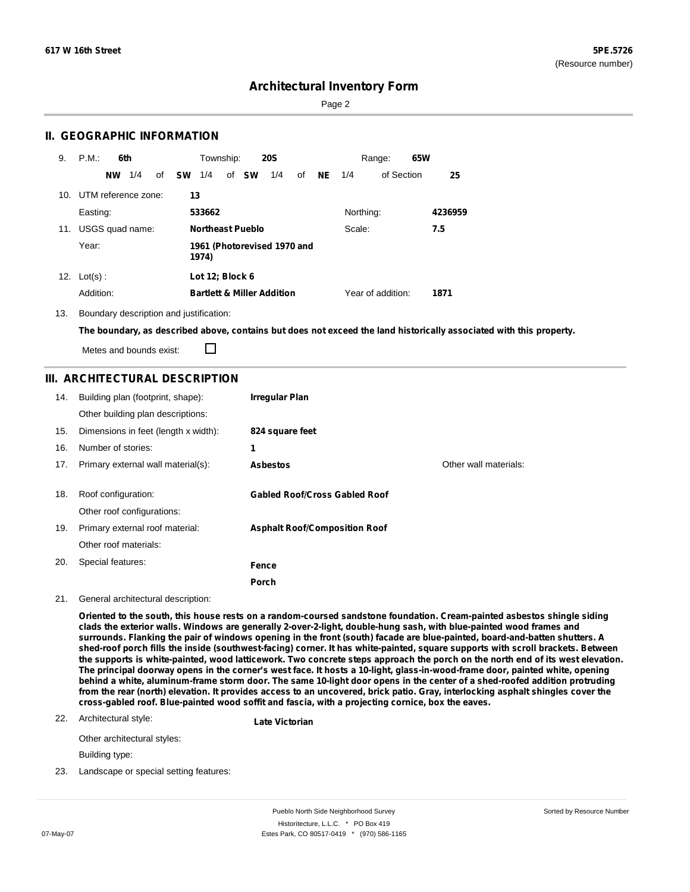617 W 16th Street

5PE.5726
(Resource number)

# Architectural Inventory Form

## II. GEOGRAPHIC INFORMATION

9. P.M.: **6th** Township: **20S** Range: **65W**

**NW** 1/4 of **SW** 1/4 of **SW** 1/4 of **NE** 1/4 of Section **25**

10. UTM reference zone: **13**

Easting: **533662** Northing: **4236959**

11. USGS quad name: **Northeast Pueblo** Scale: **7.5**

Year: **1961 (Photorevised 1970 and 1974)**

12. Lot(s) : **Lot 12; Block 6**

Addition: **Bartlett & Miller Addition** Year of addition: **1871**

13. Boundary description and justification:

**The boundary, as described above, contains but does not exceed the land historically associated with this property.**

Metes and bounds exist: ☐

## III. ARCHITECTURAL DESCRIPTION

14. Building plan (footprint, shape): **Irregular Plan**

Other building plan descriptions:

15. Dimensions in feet (length x width): **824 square feet**

16. Number of stories: **1**

17. Primary external wall material(s): **Asbestos** Other wall materials:

18. Roof configuration: **Gabled Roof/Cross Gabled Roof**

Other roof configurations:

19. Primary external roof material: **Asphalt Roof/Composition Roof**

Other roof materials:

20. Special features: **Fence**

**Porch**

21. General architectural description:

**Oriented to the south, this house rests on a random-coursed sandstone foundation. Cream-painted asbestos shingle siding clads the exterior walls. Windows are generally 2-over-2-light, double-hung sash, with blue-painted wood frames and surrounds. Flanking the pair of windows opening in the front (south) facade are blue-painted, board-and-batten shutters. A shed-roof porch fills the inside (southwest-facing) corner. It has white-painted, square supports with scroll brackets. Between the supports is white-painted, wood latticework. Two concrete steps approach the porch on the north end of its west elevation. The principal doorway opens in the corner's west face. It hosts a 10-light, glass-in-wood-frame door, painted white, opening behind a white, aluminum-frame storm door. The same 10-light door opens in the center of a shed-roofed addition protruding from the rear (north) elevation. It provides access to an uncovered, brick patio. Gray, interlocking asphalt shingles cover the cross-gabled roof. Blue-painted wood soffit and fascia, with a projecting cornice, box the eaves.**

22. Architectural style: **Late Victorian**

Other architectural styles:

Building type:

23. Landscape or special setting features: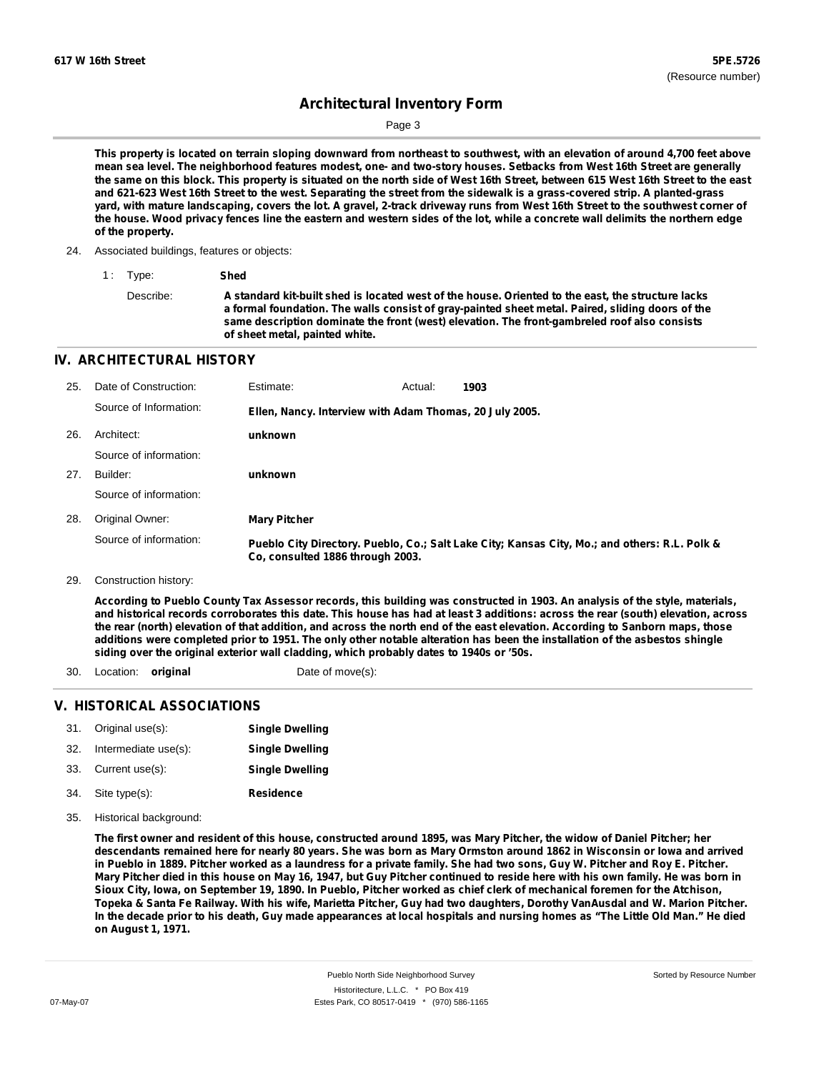This property is located on terrain sloping downward from northeast to southwest, with an elevation of around 4,700 feet above mean sea level. The neighborhood features modest, one- and two-story houses. Setbacks from West 16th Street are generally the same on this block. This property is situated on the north side of West 16th Street, between 615 West 16th Street to the east and 621-623 West 16th Street to the west. Separating the street from the sidewalk is a grass-covered strip. A planted-grass yard, with mature landscaping, covers the lot. A gravel, 2-track driveway runs from West 16th Street to the southwest corner of the house. Wood privacy fences line the eastern and western sides of the lot, while a concrete wall delimits the northern edge of the property.

24. Associated buildings, features or objects:

1 : Type: **Shed**

Describe: **A standard kit-built shed is located west of the house. Oriented to the east, the structure lacks a formal foundation. The walls consist of gray-painted sheet metal. Paired, sliding doors of the same description dominate the front (west) elevation. The front-gambreled roof also consists of sheet metal, painted white.**

## IV. ARCHITECTURAL HISTORY

25. Date of Construction: Estimate: Actual: **1903**

Source of Information: **Ellen, Nancy. Interview with Adam Thomas, 20 July 2005.**

26. Architect: **unknown**

Source of information:

27. Builder: **unknown**

Source of information:

28. Original Owner: **Mary Pitcher**

Source of information: **Pueblo City Directory. Pueblo, Co.; Salt Lake City; Kansas City, Mo.; and others: R.L. Polk & Co, consulted 1886 through 2003.**

29. Construction history:

**According to Pueblo County Tax Assessor records, this building was constructed in 1903. An analysis of the style, materials, and historical records corroborates this date. This house has had at least 3 additions: across the rear (south) elevation, across the rear (north) elevation of that addition, and across the north end of the east elevation. According to Sanborn maps, those additions were completed prior to 1951. The only other notable alteration has been the installation of the asbestos shingle siding over the original exterior wall cladding, which probably dates to 1940s or '50s.**

30. Location: **original** Date of move(s):

## V. HISTORICAL ASSOCIATIONS

31. Original use(s): **Single Dwelling**
32. Intermediate use(s): **Single Dwelling**
33. Current use(s): **Single Dwelling**
34. Site type(s): **Residence**
35. Historical background:

**The first owner and resident of this house, constructed around 1895, was Mary Pitcher, the widow of Daniel Pitcher; her descendants remained here for nearly 80 years. She was born as Mary Ormston around 1862 in Wisconsin or Iowa and arrived in Pueblo in 1889. Pitcher worked as a laundress for a private family. She had two sons, Guy W. Pitcher and Roy E. Pitcher. Mary Pitcher died in this house on May 16, 1947, but Guy Pitcher continued to reside here with his own family. He was born in Sioux City, Iowa, on September 19, 1890. In Pueblo, Pitcher worked as chief clerk of mechanical foremen for the Atchison, Topeka & Santa Fe Railway. With his wife, Marietta Pitcher, Guy had two daughters, Dorothy VanAusdal and W. Marion Pitcher. In the decade prior to his death, Guy made appearances at local hospitals and nursing homes as "The Little Old Man." He died on August 1, 1971.**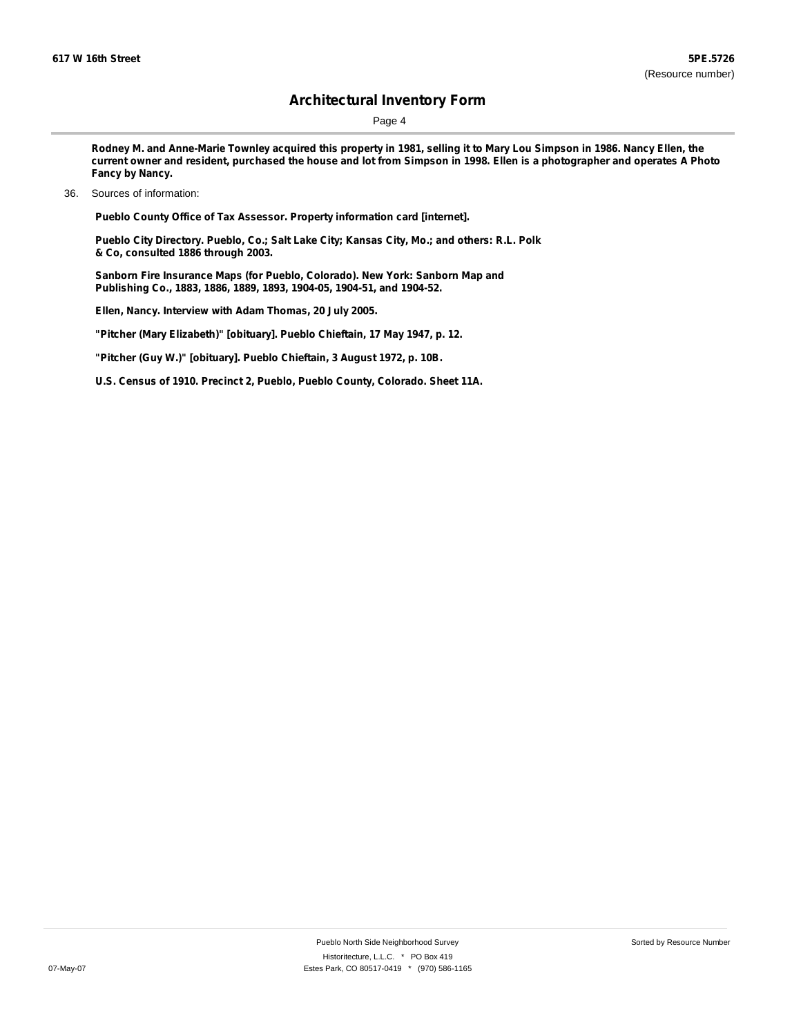**Rodney M. and Anne-Marie Townley acquired this property in 1981, selling it to Mary Lou Simpson in 1986. Nancy Ellen, the current owner and resident, purchased the house and lot from Simpson in 1998. Ellen is a photographer and operates A Photo Fancy by Nancy.**

36. Sources of information:

**Pueblo County Office of Tax Assessor. Property information card [internet].**

**Pueblo City Directory. Pueblo, Co.; Salt Lake City; Kansas City, Mo.; and others: R.L. Polk & Co, consulted 1886 through 2003.**

**Sanborn Fire Insurance Maps (for Pueblo, Colorado). New York: Sanborn Map and Publishing Co., 1883, 1886, 1889, 1893, 1904-05, 1904-51, and 1904-52.**

**Ellen, Nancy. Interview with Adam Thomas, 20 July 2005.**

**"Pitcher (Mary Elizabeth)" [obituary]. Pueblo Chieftain, 17 May 1947, p. 12.**

**"Pitcher (Guy W.)" [obituary]. Pueblo Chieftain, 3 August 1972, p. 10B.**

**U.S. Census of 1910. Precinct 2, Pueblo, Pueblo County, Colorado. Sheet 11A.**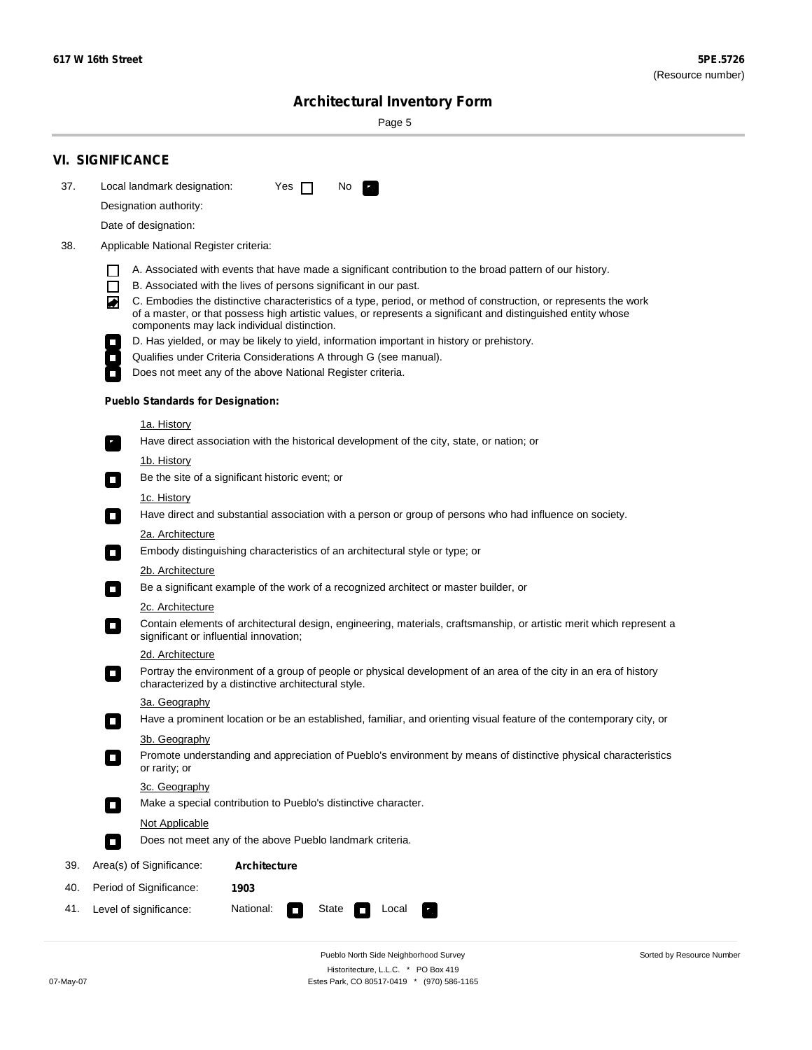617 W 16th Street

5PE.5726
(Resource number)

# Architectural Inventory Form

## VI. SIGNIFICANCE

37. Local landmark designation: Yes ☐ No ☑

Designation authority:

Date of designation:

38. Applicable National Register criteria:

- ☐ A. Associated with events that have made a significant contribution to the broad pattern of our history.
- ☐ B. Associated with the lives of persons significant in our past.
- ☑ C. Embodies the distinctive characteristics of a type, period, or method of construction, or represents the work of a master, or that possess high artistic values, or represents a significant and distinguished entity whose components may lack individual distinction.
- ☐ D. Has yielded, or may be likely to yield, information important in history or prehistory.
- ☐ Qualifies under Criteria Considerations A through G (see manual).
- ☐ Does not meet any of the above National Register criteria.

**Pueblo Standards for Designation:**

1a. History
- ☑ Have direct association with the historical development of the city, state, or nation; or

1b. History
- ☐ Be the site of a significant historic event; or

1c. History
- ☐ Have direct and substantial association with a person or group of persons who had influence on society.

2a. Architecture
- ☐ Embody distinguishing characteristics of an architectural style or type; or

2b. Architecture
- ☐ Be a significant example of the work of a recognized architect or master builder, or

2c. Architecture
- ☐ Contain elements of architectural design, engineering, materials, craftsmanship, or artistic merit which represent a significant or influential innovation;

2d. Architecture
- ☐ Portray the environment of a group of people or physical development of an area of the city in an era of history characterized by a distinctive architectural style.

3a. Geography
- ☐ Have a prominent location or be an established, familiar, and orienting visual feature of the contemporary city, or

3b. Geography
- ☐ Promote understanding and appreciation of Pueblo's environment by means of distinctive physical characteristics or rarity; or

3c. Geography
- ☐ Make a special contribution to Pueblo's distinctive character.

Not Applicable
- ☐ Does not meet any of the above Pueblo landmark criteria.

39. Area(s) of Significance: **Architecture**

40. Period of Significance: **1903**

41. Level of significance: National: ☐ State ☐ Local ☑

Pueblo North Side Neighborhood Survey
Historitecture, L.L.C. * PO Box 419
Estes Park, CO 80517-0419 * (970) 586-1165

07-May-07

Sorted by Resource Number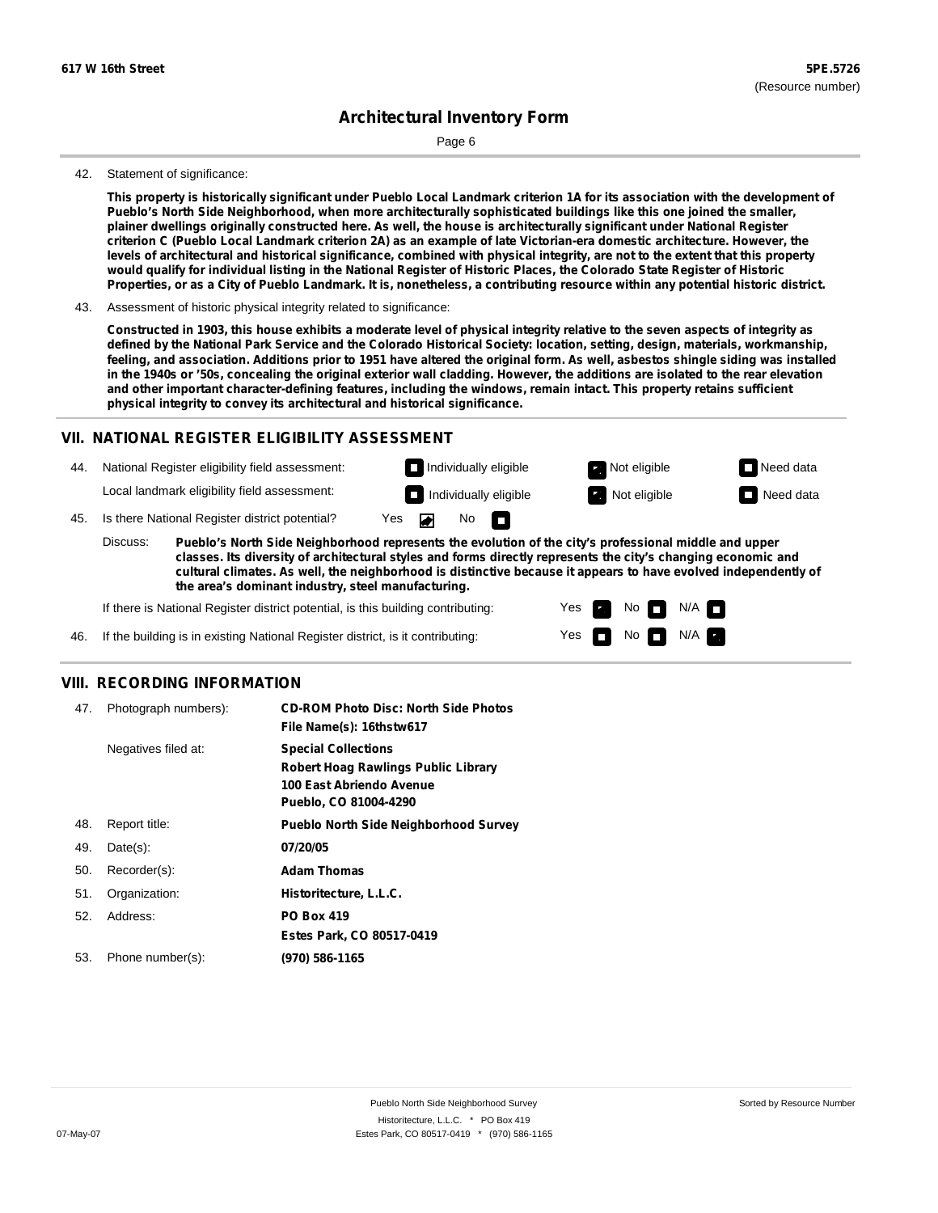**617 W 16th Street** **5PE.5726**
(Resource number)

# Architectural Inventory Form

42. Statement of significance:

**This property is historically significant under Pueblo Local Landmark criterion 1A for its association with the development of Pueblo's North Side Neighborhood, when more architecturally sophisticated buildings like this one joined the smaller, plainer dwellings originally constructed here. As well, the house is architecturally significant under National Register criterion C (Pueblo Local Landmark criterion 2A) as an example of late Victorian-era domestic architecture. However, the levels of architectural and historical significance, combined with physical integrity, are not to the extent that this property would qualify for individual listing in the National Register of Historic Places, the Colorado State Register of Historic Properties, or as a City of Pueblo Landmark. It is, nonetheless, a contributing resource within any potential historic district.**

43. Assessment of historic physical integrity related to significance:

**Constructed in 1903, this house exhibits a moderate level of physical integrity relative to the seven aspects of integrity as defined by the National Park Service and the Colorado Historical Society: location, setting, design, materials, workmanship, feeling, and association. Additions prior to 1951 have altered the original form. As well, asbestos shingle siding was installed in the 1940s or '50s, concealing the original exterior wall cladding. However, the additions are isolated to the rear elevation and other important character-defining features, including the windows, remain intact. This property retains sufficient physical integrity to convey its architectural and historical significance.**

## VII. NATIONAL REGISTER ELIGIBILITY ASSESSMENT

44. National Register eligibility field assessment: ☐ Individually eligible ☑ Not eligible ☐ Need data

Local landmark eligibility field assessment: ☐ Individually eligible ☑ Not eligible ☐ Need data

45. Is there National Register district potential? Yes ☑ No ☐

Discuss: **Pueblo's North Side Neighborhood represents the evolution of the city's professional middle and upper classes. Its diversity of architectural styles and forms directly represents the city's changing economic and cultural climates. As well, the neighborhood is distinctive because it appears to have evolved independently of the area's dominant industry, steel manufacturing.**

If there is National Register district potential, is this building contributing: Yes ☑ No ☐ N/A ☐

46. If the building is in existing National Register district, is it contributing: Yes ☐ No ☐ N/A ☑

## VIII. RECORDING INFORMATION

47. Photograph numbers): **CD-ROM Photo Disc: North Side Photos**
**File Name(s): 16thstw617**

Negatives filed at: **Special Collections**
**Robert Hoag Rawlings Public Library**
**100 East Abriendo Avenue**
**Pueblo, CO 81004-4290**

48. Report title: **Pueblo North Side Neighborhood Survey**

49. Date(s): **07/20/05**

50. Recorder(s): **Adam Thomas**

51. Organization: **Historitecture, L.L.C.**

52. Address: **PO Box 419**
**Estes Park, CO 80517-0419**

53. Phone number(s): **(970) 586-1165**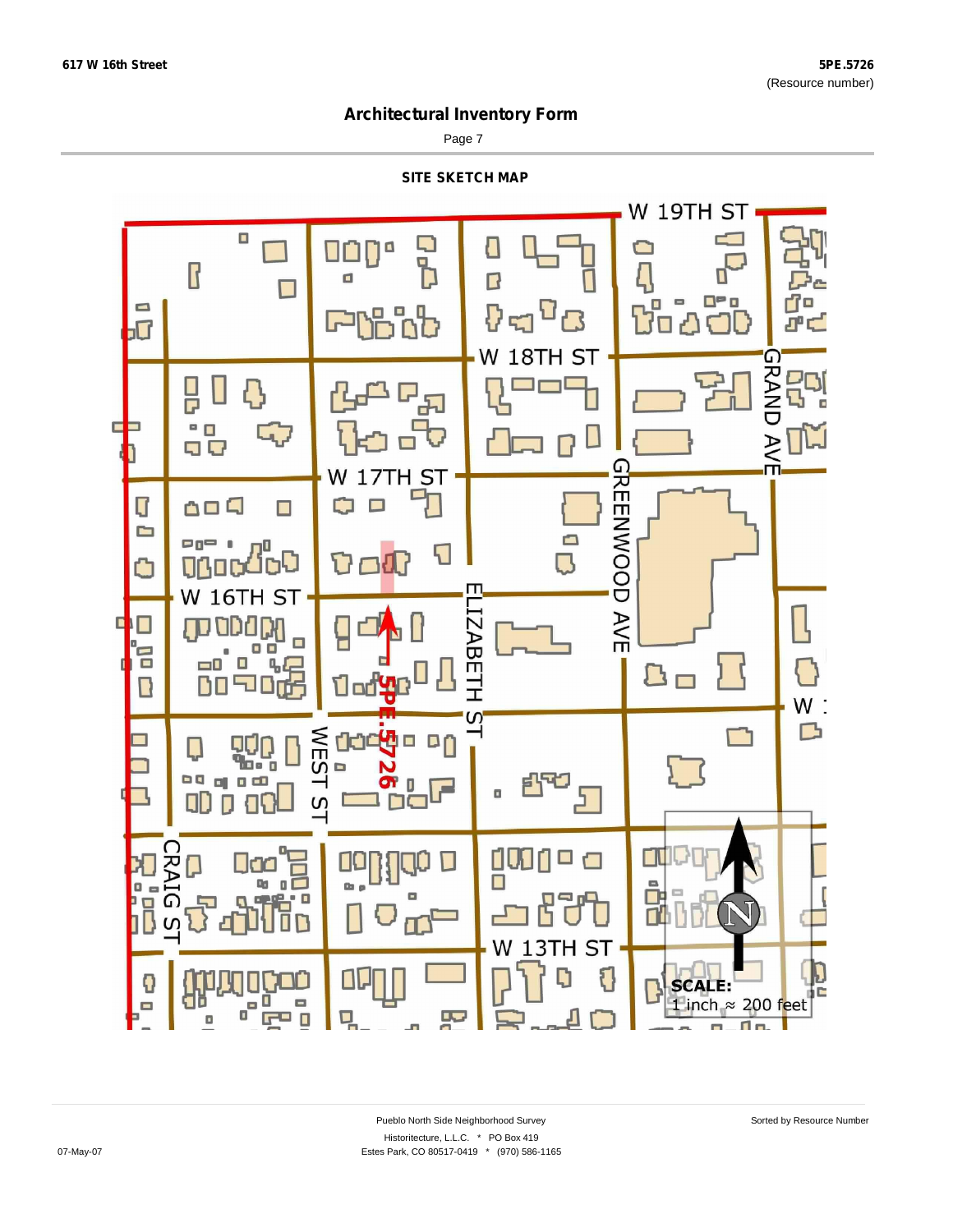## Architectural Inventory Form

### SITE SKETCH MAP

W 19TH ST

W 18TH ST

W 17TH ST

W 16TH ST

W 13TH ST

GRAND AVE

GREENWOOD AVE

ELIZABETH ST

WEST ST

CRAIG ST

5PE.5726

SCALE:
1 inch ≈ 200 feet

N

Pueblo North Side Neighborhood Survey
Historitecture, L.L.C. * PO Box 419
Estes Park, CO 80517-0419 * (970) 586-1165

Sorted by Resource Number

07-May-07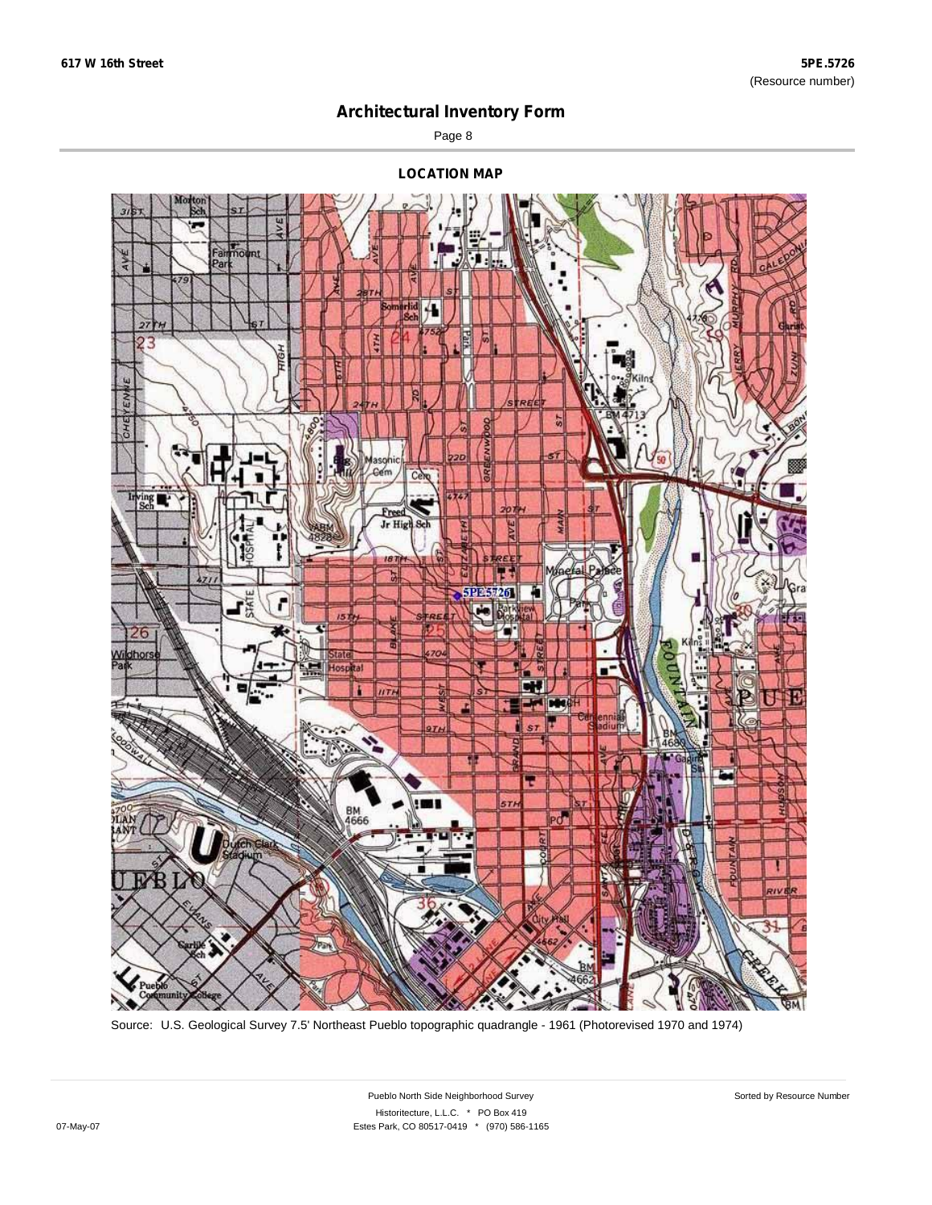617 W 16th Street

5PE.5726
(Resource number)

# Architectural Inventory Form

## LOCATION MAP

Source: U.S. Geological Survey 7.5' Northeast Pueblo topographic quadrangle - 1961 (Photorevised 1970 and 1974)

Pueblo North Side Neighborhood Survey
Historitecture, L.L.C. * PO Box 419
Estes Park, CO 80517-0419 * (970) 586-1165

Sorted by Resource Number

07-May-07